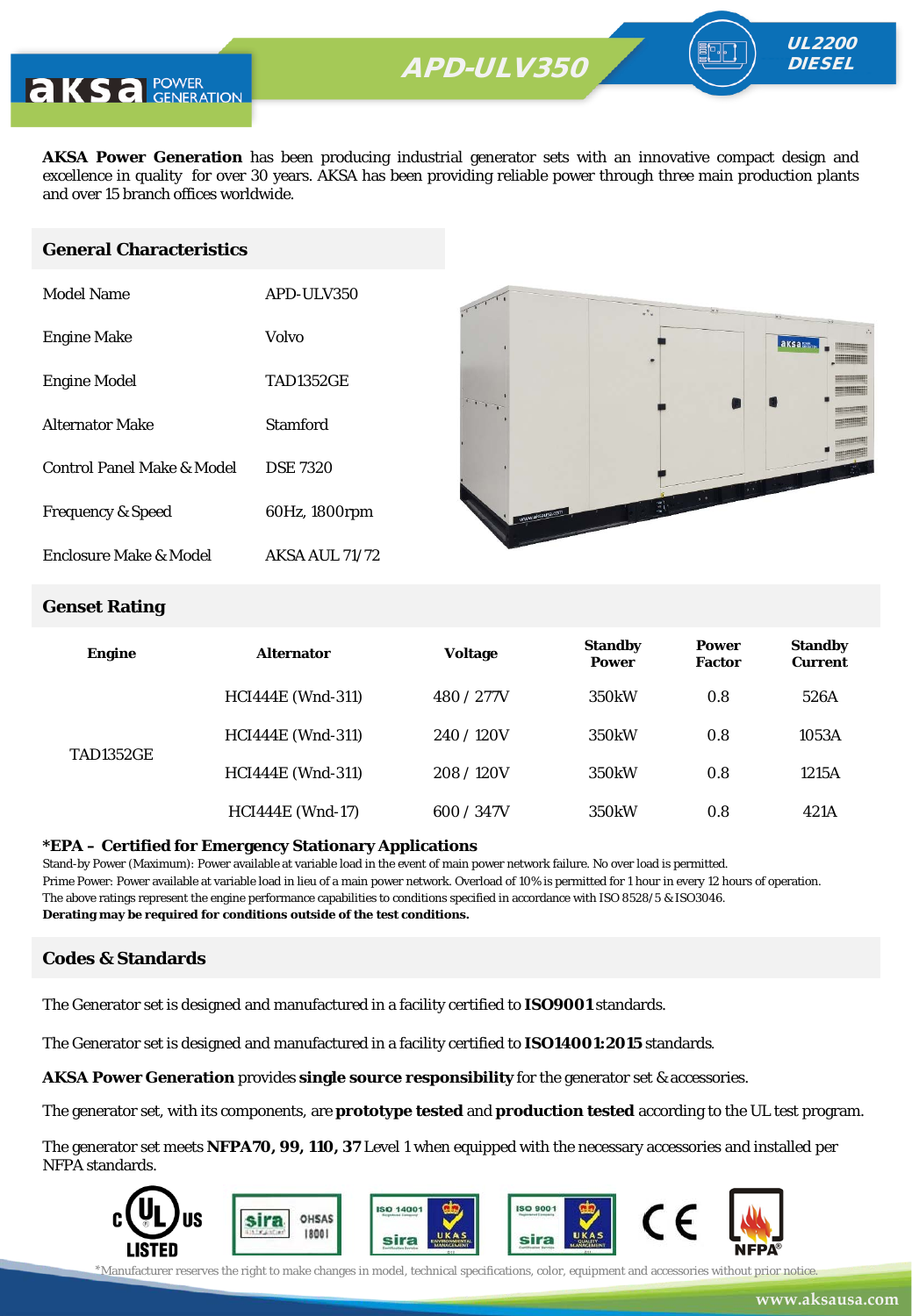# APD-ULV350

**UL2200 DIESEL**

**AKSA Power Generation** has been producing industrial generator sets with an innovative compact design and excellence in quality for over 30 years. AKSA has been providing reliable power through three main production plants and over 15 branch offices worldwide.

## General Characteristics

| | |
|---|---|
| Model Name | APD-ULV350 |
| Engine Make | Volvo |
| Engine Model | TAD1352GE |
| Alternator Make | Stamford |
| Control Panel Make & Model | DSE 7320 |
| Frequency & Speed | 60Hz, 1800rpm |
| Enclosure Make & Model | AKSA AUL 71/72 |

## Genset Rating

| Engine | Alternator | Voltage | Standby Power | Power Factor | Standby Current |
|---|---|---|---|---|---|
| TAD1352GE | HCI444E (Wnd-311) | 480 / 277V | 350kW | 0.8 | 526A |
| | HCI444E (Wnd-311) | 240 / 120V | 350kW | 0.8 | 1053A |
| | HCI444E (Wnd-311) | 208 / 120V | 350kW | 0.8 | 1215A |
| | HCI444E (Wnd-17) | 600 / 347V | 350kW | 0.8 | 421A |

**\*EPA – Certified for Emergency Stationary Applications**

Stand-by Power (Maximum): Power available at variable load in the event of main power network failure. No over load is permitted.
Prime Power: Power available at variable load in lieu of a main power network. Overload of 10% is permitted for 1 hour in every 12 hours of operation.
The above ratings represent the engine performance capabilities to conditions specified in accordance with ISO 8528/5 & ISO3046.
**Derating may be required for conditions outside of the test conditions.**

## Codes & Standards

The Generator set is designed and manufactured in a facility certified to **ISO9001** standards.

The Generator set is designed and manufactured in a facility certified to **ISO14001:2015** standards.

**AKSA Power Generation** provides **single source responsibility** for the generator set & accessories.

The generator set, with its components, are **prototype tested** and **production tested** according to the UL test program.

The generator set meets **NFPA70, 99, 110, 37** Level 1 when equipped with the necessary accessories and installed per NFPA standards.

*Manufacturer reserves the right to make changes in model, technical specifications, color, equipment and accessories without prior notice.

www.aksausa.com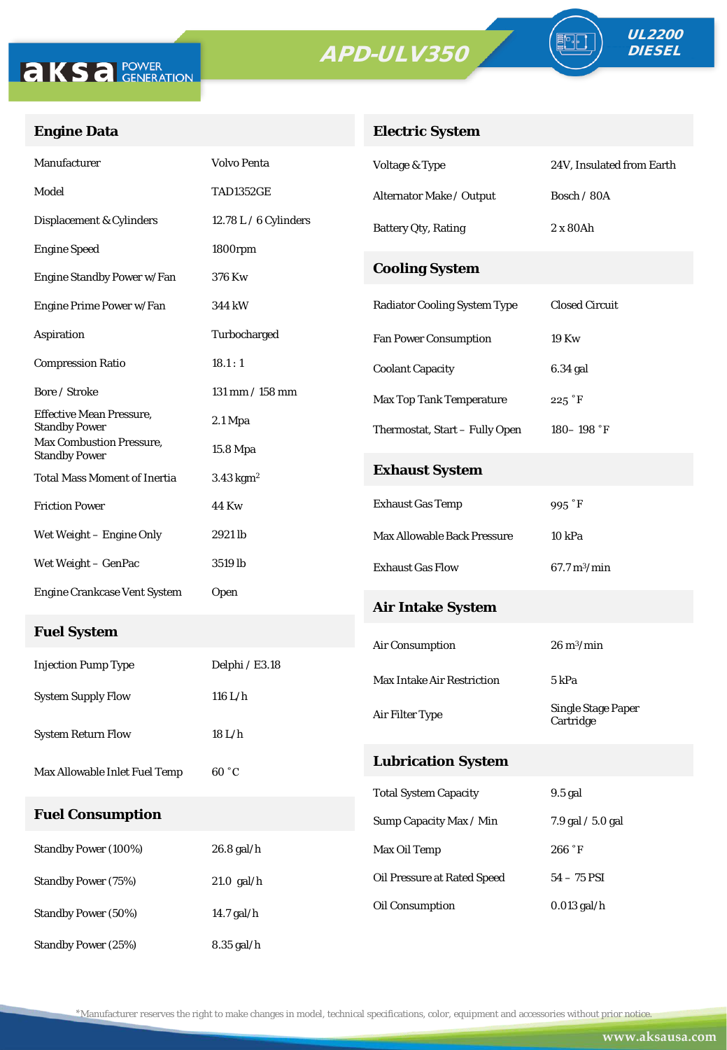APD-ULV350

UL2200 DIESEL

## Engine Data

| | |
|---|---|
| Manufacturer | Volvo Penta |
| Model | TAD1352GE |
| Displacement & Cylinders | 12.78 L / 6 Cylinders |
| Engine Speed | 1800rpm |
| Engine Standby Power w/Fan | 376 Kw |
| Engine Prime Power w/Fan | 344 kW |
| Aspiration | Turbocharged |
| Compression Ratio | 18.1 : 1 |
| Bore / Stroke | 131 mm / 158 mm |
| Effective Mean Pressure, Standby Power | 2.1 Mpa |
| Max Combustion Pressure, Standby Power | 15.8 Mpa |
| Total Mass Moment of Inertia | 3.43 $kgm^2$ |
| Friction Power | 44 Kw |
| Wet Weight – Engine Only | 2921 lb |
| Wet Weight – GenPac | 3519 lb |
| Engine Crankcase Vent System | Open |

## Fuel System

| | |
|---|---|
| Injection Pump Type | Delphi / E3.18 |
| System Supply Flow | 116 L/h |
| System Return Flow | 18 L/h |
| Max Allowable Inlet Fuel Temp | 60 ˚C |

## Fuel Consumption

| | |
|---|---|
| Standby Power (100%) | 26.8 gal/h |
| Standby Power (75%) | 21.0 gal/h |
| Standby Power (50%) | 14.7 gal/h |
| Standby Power (25%) | 8.35 gal/h |

## Electric System

| | |
|---|---|
| Voltage & Type | 24V, Insulated from Earth |
| Alternator Make / Output | Bosch / 80A |
| Battery Qty, Rating | 2 x 80Ah |

## Cooling System

| | |
|---|---|
| Radiator Cooling System Type | Closed Circuit |
| Fan Power Consumption | 19 Kw |
| Coolant Capacity | 6.34 gal |
| Max Top Tank Temperature | 225 ˚F |
| Thermostat, Start – Fully Open | 180– 198 ˚F |

## Exhaust System

| | |
|---|---|
| Exhaust Gas Temp | 995 ˚F |
| Max Allowable Back Pressure | 10 kPa |
| Exhaust Gas Flow | 67.7 $m^3$/min |

## Air Intake System

| | |
|---|---|
| Air Consumption | 26 $m^3$/min |
| Max Intake Air Restriction | 5 kPa |
| Air Filter Type | Single Stage Paper Cartridge |

## Lubrication System

| | |
|---|---|
| Total System Capacity | 9.5 gal |
| Sump Capacity Max / Min | 7.9 gal / 5.0 gal |
| Max Oil Temp | 266 ˚F |
| Oil Pressure at Rated Speed | 54 – 75 PSI |
| Oil Consumption | 0.013 gal/h |

*Manufacturer reserves the right to make changes in model, technical specifications, color, equipment and accessories without prior notice.

www.aksausa.com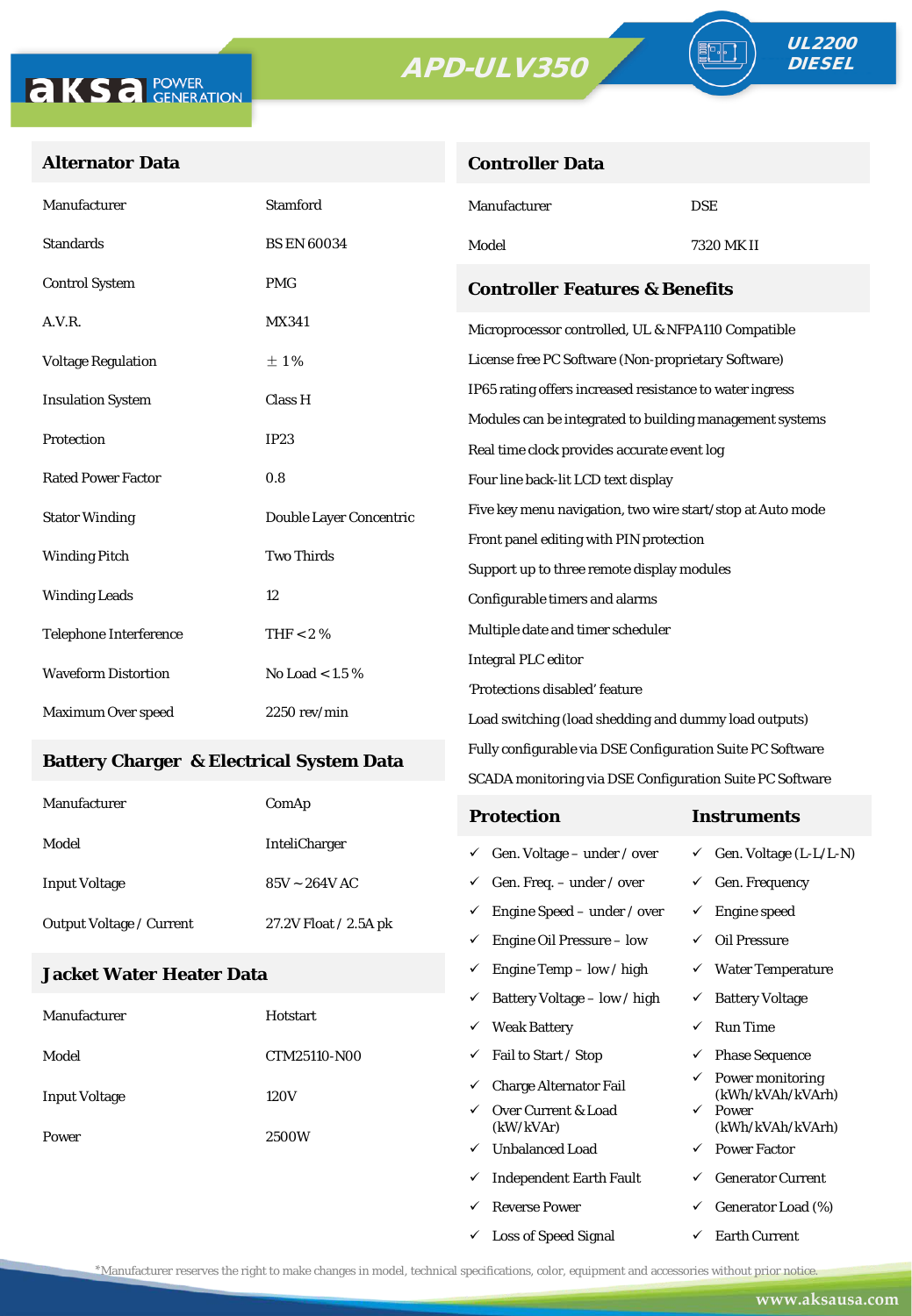**APD-ULV350**

**UL2200 DIESEL**

## Alternator Data

| | |
|---|---|
| Manufacturer | Stamford |
| Standards | BS EN 60034 |
| Control System | PMG |
| A.V.R. | MX341 |
| Voltage Regulation | ± 1 % |
| Insulation System | Class H |
| Protection | IP23 |
| Rated Power Factor | 0.8 |
| Stator Winding | Double Layer Concentric |
| Winding Pitch | Two Thirds |
| Winding Leads | 12 |
| Telephone Interference | THF < 2 % |
| Waveform Distortion | No Load < 1.5 % |
| Maximum Over speed | 2250 rev/min |

## Battery Charger & Electrical System Data

| | |
|---|---|
| Manufacturer | ComAp |
| Model | InteliCharger |
| Input Voltage | 85V ~ 264V AC |
| Output Voltage / Current | 27.2V Float / 2.5A pk |

## Jacket Water Heater Data

| | |
|---|---|
| Manufacturer | Hotstart |
| Model | CTM25110-N00 |
| Input Voltage | 120V |
| Power | 2500W |

## Controller Data

| | |
|---|---|
| Manufacturer | DSE |
| Model | 7320 MK II |

## Controller Features & Benefits

- Microprocessor controlled, UL & NFPA110 Compatible
- License free PC Software (Non-proprietary Software)
- IP65 rating offers increased resistance to water ingress
- Modules can be integrated to building management systems
- Real time clock provides accurate event log
- Four line back-lit LCD text display
- Five key menu navigation, two wire start/stop at Auto mode
- Front panel editing with PIN protection
- Support up to three remote display modules
- Configurable timers and alarms
- Multiple date and timer scheduler
- Integral PLC editor
- 'Protections disabled' feature
- Load switching (load shedding and dummy load outputs)
- Fully configurable via DSE Configuration Suite PC Software
- SCADA monitoring via DSE Configuration Suite PC Software

| Protection | Instruments |
|---|---|
| ✓ Gen. Voltage – under / over | ✓ Gen. Voltage (L-L/L-N) |
| ✓ Gen. Freq. – under / over | ✓ Gen. Frequency |
| ✓ Engine Speed – under / over | ✓ Engine speed |
| ✓ Engine Oil Pressure – low | ✓ Oil Pressure |
| ✓ Engine Temp – low / high | ✓ Water Temperature |
| ✓ Battery Voltage – low / high | ✓ Battery Voltage |
| ✓ Weak Battery | ✓ Run Time |
| ✓ Fail to Start / Stop | ✓ Phase Sequence |
| ✓ Charge Alternator Fail | ✓ Power monitoring (kWh/kVAh/kVArh) |
| ✓ Over Current & Load (kW/kVAr) | ✓ Power (kWh/kVAh/kVArh) |
| ✓ Unbalanced Load | ✓ Power Factor |
| ✓ Independent Earth Fault | ✓ Generator Current |
| ✓ Reverse Power | ✓ Generator Load (%) |
| ✓ Loss of Speed Signal | ✓ Earth Current |

*Manufacturer reserves the right to make changes in model, technical specifications, color, equipment and accessories without prior notice.

www.aksausa.com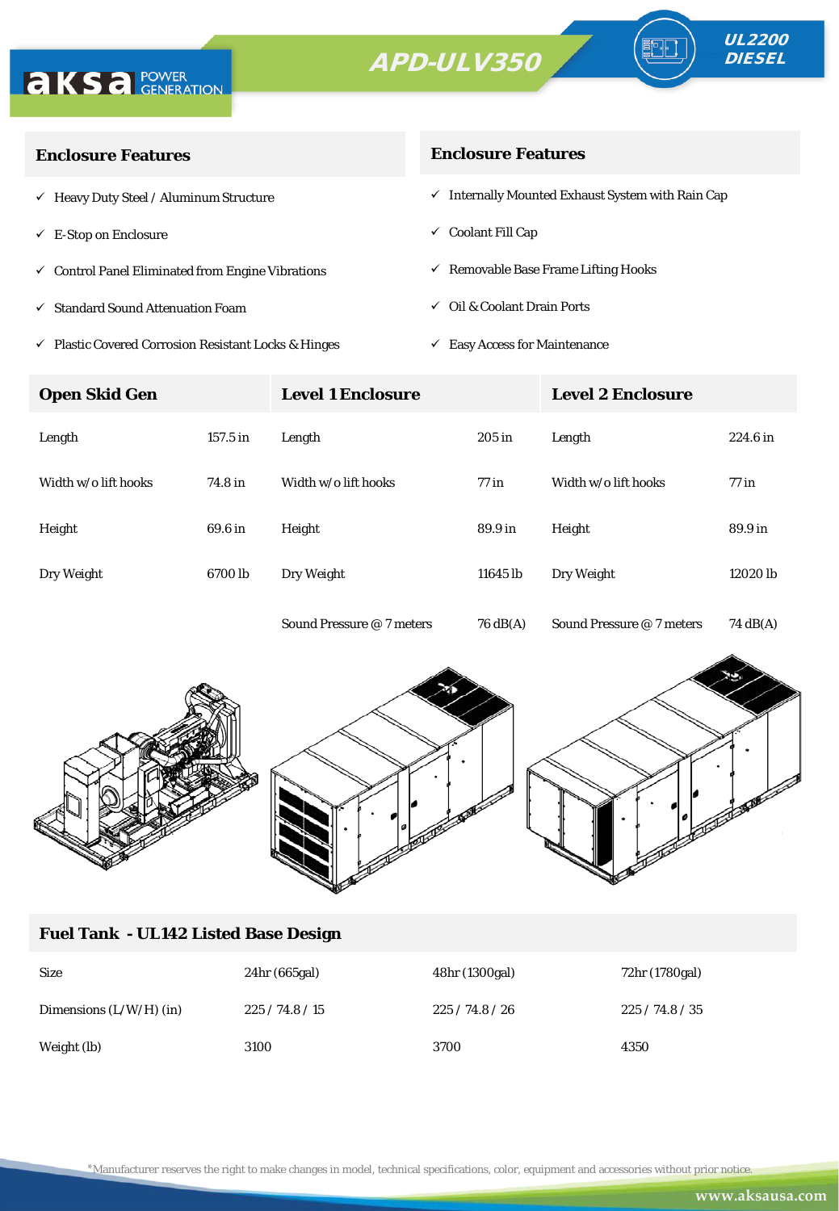**APD-ULV350**

**UL2200 DIESEL**

## Enclosure Features

- ✓ Heavy Duty Steel / Aluminum Structure
- ✓ E-Stop on Enclosure
- ✓ Control Panel Eliminated from Engine Vibrations
- ✓ Standard Sound Attenuation Foam
- ✓ Plastic Covered Corrosion Resistant Locks & Hinges

## Enclosure Features

- ✓ Internally Mounted Exhaust System with Rain Cap
- ✓ Coolant Fill Cap
- ✓ Removable Base Frame Lifting Hooks
- ✓ Oil & Coolant Drain Ports
- ✓ Easy Access for Maintenance

| Open Skid Gen | | Level 1 Enclosure | | Level 2 Enclosure | |
|---|---|---|---|---|---|
| Length | 157.5 in | Length | 205 in | Length | 224.6 in |
| Width w/o lift hooks | 74.8 in | Width w/o lift hooks | 77 in | Width w/o lift hooks | 77 in |
| Height | 69.6 in | Height | 89.9 in | Height | 89.9 in |
| Dry Weight | 6700 lb | Dry Weight | 11645 lb | Dry Weight | 12020 lb |
| | | Sound Pressure @ 7 meters | 76 dB(A) | Sound Pressure @ 7 meters | 74 dB(A) |

## Fuel Tank - UL142 Listed Base Design

| Size | 24hr (665gal) | 48hr (1300gal) | 72hr (1780gal) |
|---|---|---|---|
| Dimensions (L/W/H) (in) | 225 / 74.8 / 15 | 225 / 74.8 / 26 | 225 / 74.8 / 35 |
| Weight (lb) | 3100 | 3700 | 4350 |

*Manufacturer reserves the right to make changes in model, technical specifications, color, equipment and accessories without prior notice.

www.aksausa.com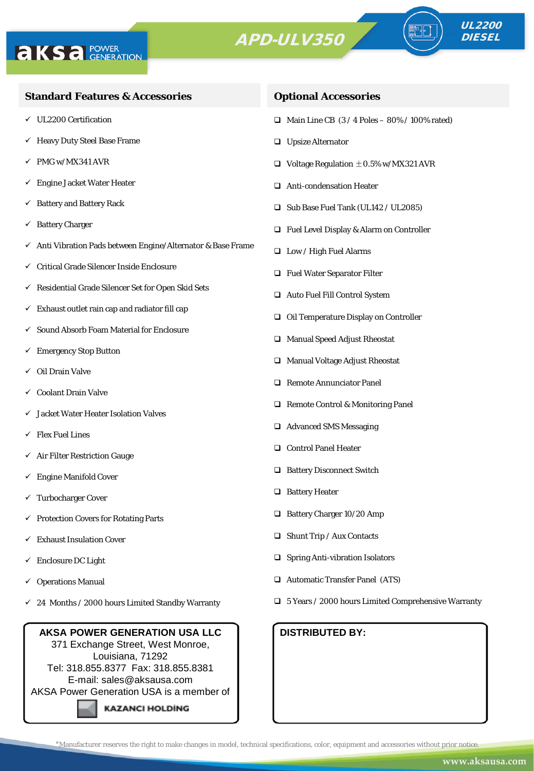aksa POWER GENERATION

**APD-ULV350**

**UL2200 DIESEL**

## Standard Features & Accessories

- ✓ UL2200 Certification
- ✓ Heavy Duty Steel Base Frame
- ✓ PMG w/MX341 AVR
- ✓ Engine Jacket Water Heater
- ✓ Battery and Battery Rack
- ✓ Battery Charger
- ✓ Anti Vibration Pads between Engine/Alternator & Base Frame
- ✓ Critical Grade Silencer Inside Enclosure
- ✓ Residential Grade Silencer Set for Open Skid Sets
- ✓ Exhaust outlet rain cap and radiator fill cap
- ✓ Sound Absorb Foam Material for Enclosure
- ✓ Emergency Stop Button
- ✓ Oil Drain Valve
- ✓ Coolant Drain Valve
- ✓ Jacket Water Heater Isolation Valves
- ✓ Flex Fuel Lines
- ✓ Air Filter Restriction Gauge
- ✓ Engine Manifold Cover
- ✓ Turbocharger Cover
- ✓ Protection Covers for Rotating Parts
- ✓ Exhaust Insulation Cover
- ✓ Enclosure DC Light
- ✓ Operations Manual
- ✓ 24 Months / 2000 hours Limited Standby Warranty

## Optional Accessories

- ❑ Main Line CB (3 / 4 Poles – 80% / 100% rated)
- ❑ Upsize Alternator
- ❑ Voltage Regulation ±0.5% w/MX321 AVR
- ❑ Anti-condensation Heater
- ❑ Sub Base Fuel Tank (UL142 / UL2085)
- ❑ Fuel Level Display & Alarm on Controller
- ❑ Low / High Fuel Alarms
- ❑ Fuel Water Separator Filter
- ❑ Auto Fuel Fill Control System
- ❑ Oil Temperature Display on Controller
- ❑ Manual Speed Adjust Rheostat
- ❑ Manual Voltage Adjust Rheostat
- ❑ Remote Annunciator Panel
- ❑ Remote Control & Monitoring Panel
- ❑ Advanced SMS Messaging
- ❑ Control Panel Heater
- ❑ Battery Disconnect Switch
- ❑ Battery Heater
- ❑ Battery Charger 10/20 Amp
- ❑ Shunt Trip / Aux Contacts
- ❑ Spring Anti-vibration Isolators
- ❑ Automatic Transfer Panel (ATS)
- ❑ 5 Years / 2000 hours Limited Comprehensive Warranty

**AKSA POWER GENERATION USA LLC**
371 Exchange Street, West Monroe,
Louisiana, 71292
Tel: 318.855.8377 Fax: 318.855.8381
E-mail: sales@aksausa.com
AKSA Power Generation USA is a member of
KAZANCI HOLDİNG

**DISTRIBUTED BY:**

*Manufacturer reserves the right to make changes in model, technical specifications, color, equipment and accessories without prior notice.

www.aksausa.com